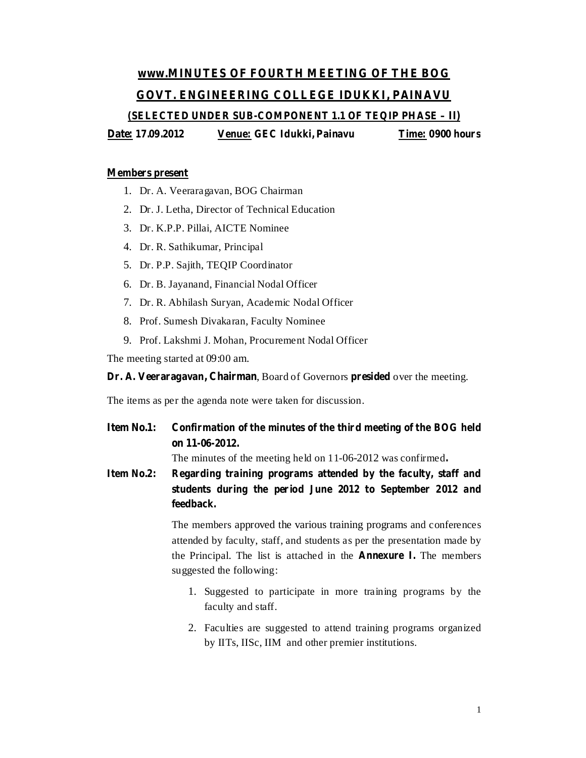# www.MINUTES OF FOURTH MEETING OF THE BOG

## GOVT. ENGINEERING COLLEGE IDUKKI, PAINAVU

### (SELECTED UNDER SUB-COMPONENT 1.1 OF TEQIP PHASE – II)

**Date:** 17.09.2012 **Venue:** GEC Idukki, Painavu **Time:** 0900 hours

**Members present**

1. Dr. A. Veeraragavan, BOG Chairman
2. Dr. J. Letha, Director of Technical Education
3. Dr. K.P.P. Pillai, AICTE Nominee
4. Dr. R. Sathikumar, Principal
5. Dr. P.P. Sajith, TEQIP Coordinator
6. Dr. B. Jayanand, Financial Nodal Officer
7. Dr. R. Abhilash Suryan, Academic Nodal Officer
8. Prof. Sumesh Divakaran, Faculty Nominee
9. Prof. Lakshmi J. Mohan, Procurement Nodal Officer

The meeting started at 09:00 am.

**Dr. A. Veeraragavan, Chairman**, Board of Governors **presided** over the meeting.

The items as per the agenda note were taken for discussion.

**Item No.1: Confirmation of the minutes of the third meeting of the BOG held on 11-06-2012.**

The minutes of the meeting held on 11-06-2012 was confirmed**.**

**Item No.2: Regarding training programs attended by the faculty, staff and students during the period June 2012 to September 2012 and feedback.**

The members approved the various training programs and conferences attended by faculty, staff, and students as per the presentation made by the Principal. The list is attached in the **Annexure I.** The members suggested the following:

1. Suggested to participate in more training programs by the faculty and staff.
2. Faculties are suggested to attend training programs organized by IITs, IISc, IIM and other premier institutions.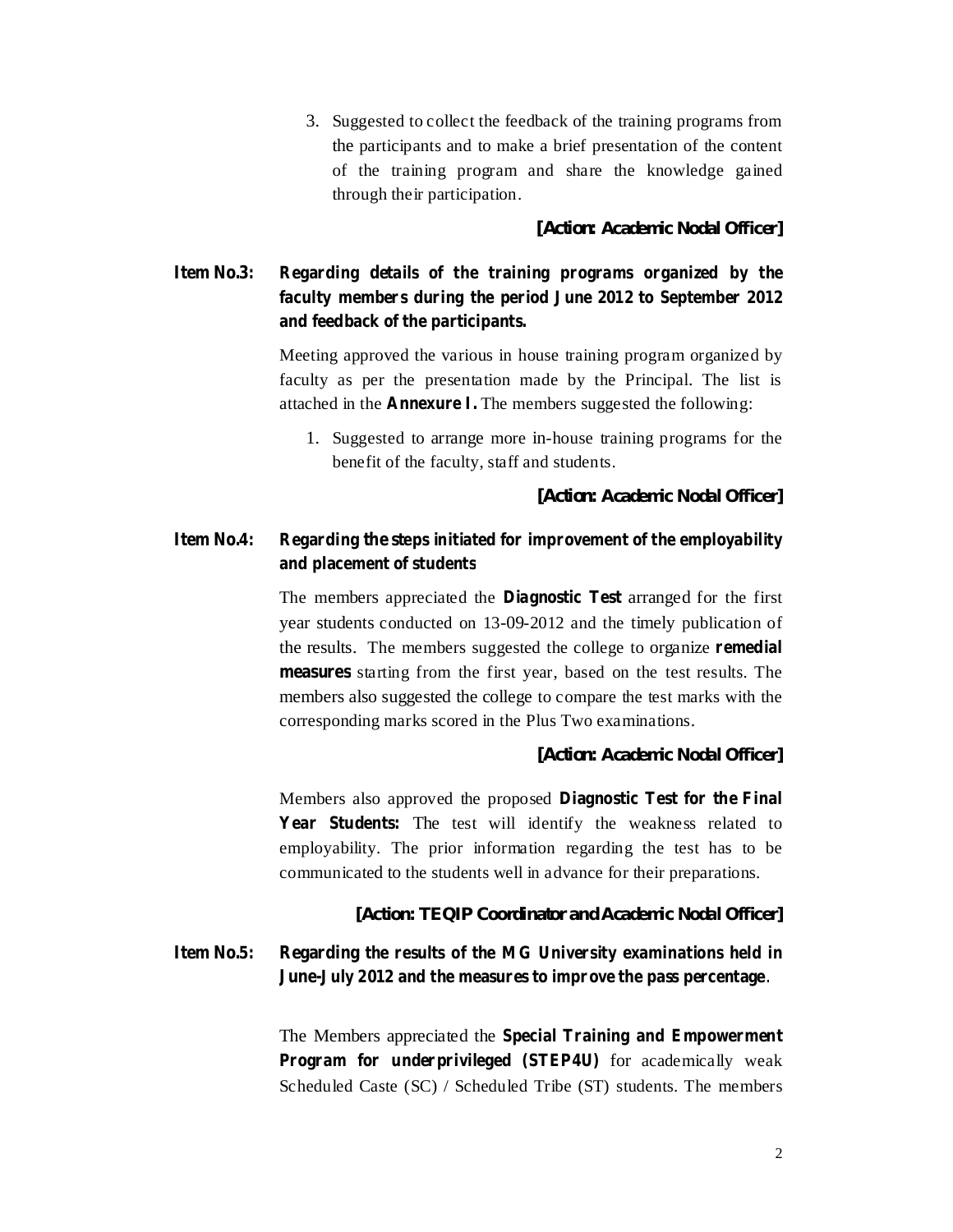3. Suggested to collect the feedback of the training programs from the participants and to make a brief presentation of the content of the training program and share the knowledge gained through their participation.

**[Action: Academic Nodal Officer]**

**Item No.3: Regarding details of the training programs organized by the faculty members during the period June 2012 to September 2012 and feedback of the participants.**

Meeting approved the various in house training program organized by faculty as per the presentation made by the Principal. The list is attached in the **Annexure I.** The members suggested the following:

1. Suggested to arrange more in-house training programs for the benefit of the faculty, staff and students.

**[Action: Academic Nodal Officer]**

**Item No.4: Regarding the steps initiated for improvement of the employability and placement of students**

The members appreciated the **Diagnostic Test** arranged for the first year students conducted on 13-09-2012 and the timely publication of the results. The members suggested the college to organize **remedial measures** starting from the first year, based on the test results. The members also suggested the college to compare the test marks with the corresponding marks scored in the Plus Two examinations.

**[Action: Academic Nodal Officer]**

Members also approved the proposed **Diagnostic Test for the Final Year Students:** The test will identify the weakness related to employability. The prior information regarding the test has to be communicated to the students well in advance for their preparations.

**[Action: TEQIP Coordinator and Academic Nodal Officer]**

**Item No.5: Regarding the results of the MG University examinations held in June-July 2012 and the measures to improve the pass percentage**.

The Members appreciated the **Special Training and Empowerment Program for underprivileged (STEP4U)** for academically weak Scheduled Caste (SC) / Scheduled Tribe (ST) students. The members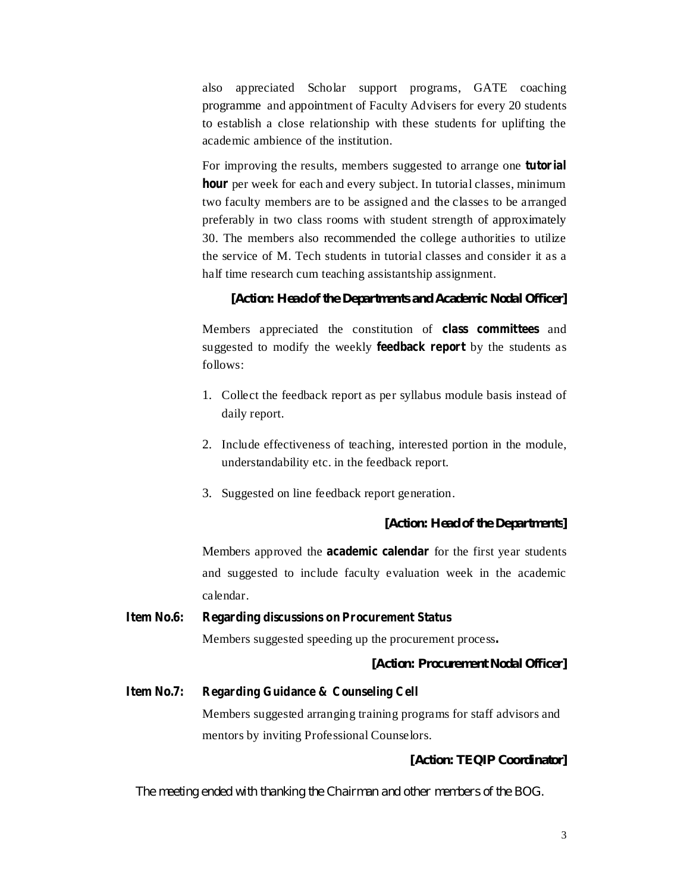also appreciated Scholar support programs, GATE coaching programme and appointment of Faculty Advisers for every 20 students to establish a close relationship with these students for uplifting the academic ambience of the institution.

For improving the results, members suggested to arrange one **tutorial hour** per week for each and every subject. In tutorial classes, minimum two faculty members are to be assigned and the classes to be arranged preferably in two class rooms with student strength of approximately 30. The members also recommended the college authorities to utilize the service of M. Tech students in tutorial classes and consider it as a half time research cum teaching assistantship assignment.

**[Action: Head of the Departments and Academic Nodal Officer]**

Members appreciated the constitution of **class committees** and suggested to modify the weekly **feedback report** by the students as follows:

1. Collect the feedback report as per syllabus module basis instead of daily report.
2. Include effectiveness of teaching, interested portion in the module, understandability etc. in the feedback report.
3. Suggested on line feedback report generation.

**[Action: Head of the Departments]**

Members approved the **academic calendar** for the first year students and suggested to include faculty evaluation week in the academic calendar.

**Item No.6: Regarding discussions on Procurement Status**

Members suggested speeding up the procurement process**.**

**[Action: Procurement Nodal Officer]**

**Item No.7: Regarding Guidance & Counseling Cell**

Members suggested arranging training programs for staff advisors and mentors by inviting Professional Counselors.

**[Action: TEQIP Coordinator]**

The meeting ended with thanking the Chairman and other members of the BOG.